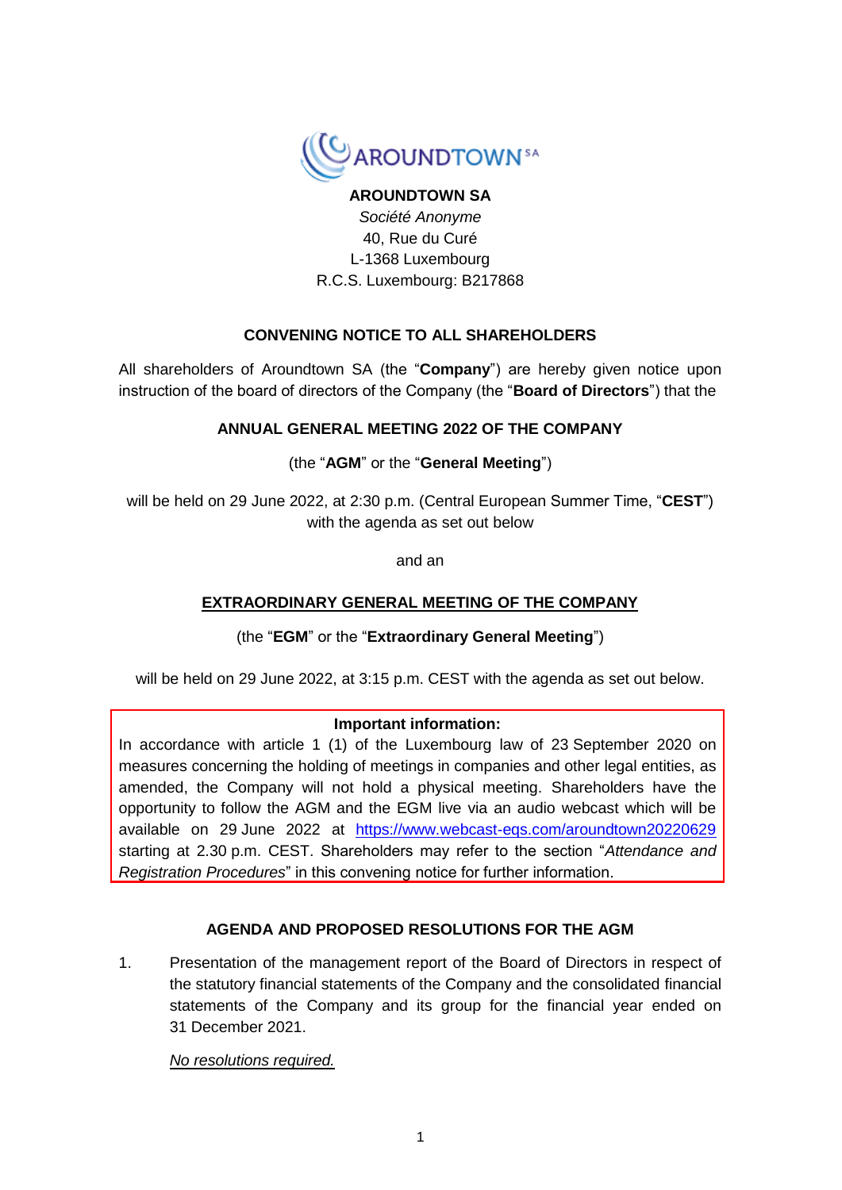**AROUNDTOWN SA**

*Société Anonyme*

40, Rue du Curé

L-1368 Luxembourg

R.C.S. Luxembourg: B217868

## CONVENING NOTICE TO ALL SHAREHOLDERS

All shareholders of Aroundtown SA (the "**Company**") are hereby given notice upon instruction of the board of directors of the Company (the "**Board of Directors**") that the

## ANNUAL GENERAL MEETING 2022 OF THE COMPANY

(the "**AGM**" or the "**General Meeting**")

will be held on 29 June 2022, at 2:30 p.m. (Central European Summer Time, "**CEST**") with the agenda as set out below

and an

## EXTRAORDINARY GENERAL MEETING OF THE COMPANY

(the "**EGM**" or the "**Extraordinary General Meeting**")

will be held on 29 June 2022, at 3:15 p.m. CEST with the agenda as set out below.

**Important information:**

In accordance with article 1 (1) of the Luxembourg law of 23 September 2020 on measures concerning the holding of meetings in companies and other legal entities, as amended, the Company will not hold a physical meeting. Shareholders have the opportunity to follow the AGM and the EGM live via an audio webcast which will be available on 29 June 2022 at https://www.webcast-eqs.com/aroundtown20220629 starting at 2.30 p.m. CEST. Shareholders may refer to the section "*Attendance and Registration Procedures*" in this convening notice for further information.

## AGENDA AND PROPOSED RESOLUTIONS FOR THE AGM

1. Presentation of the management report of the Board of Directors in respect of the statutory financial statements of the Company and the consolidated financial statements of the Company and its group for the financial year ended on 31 December 2021.

   *No resolutions required.*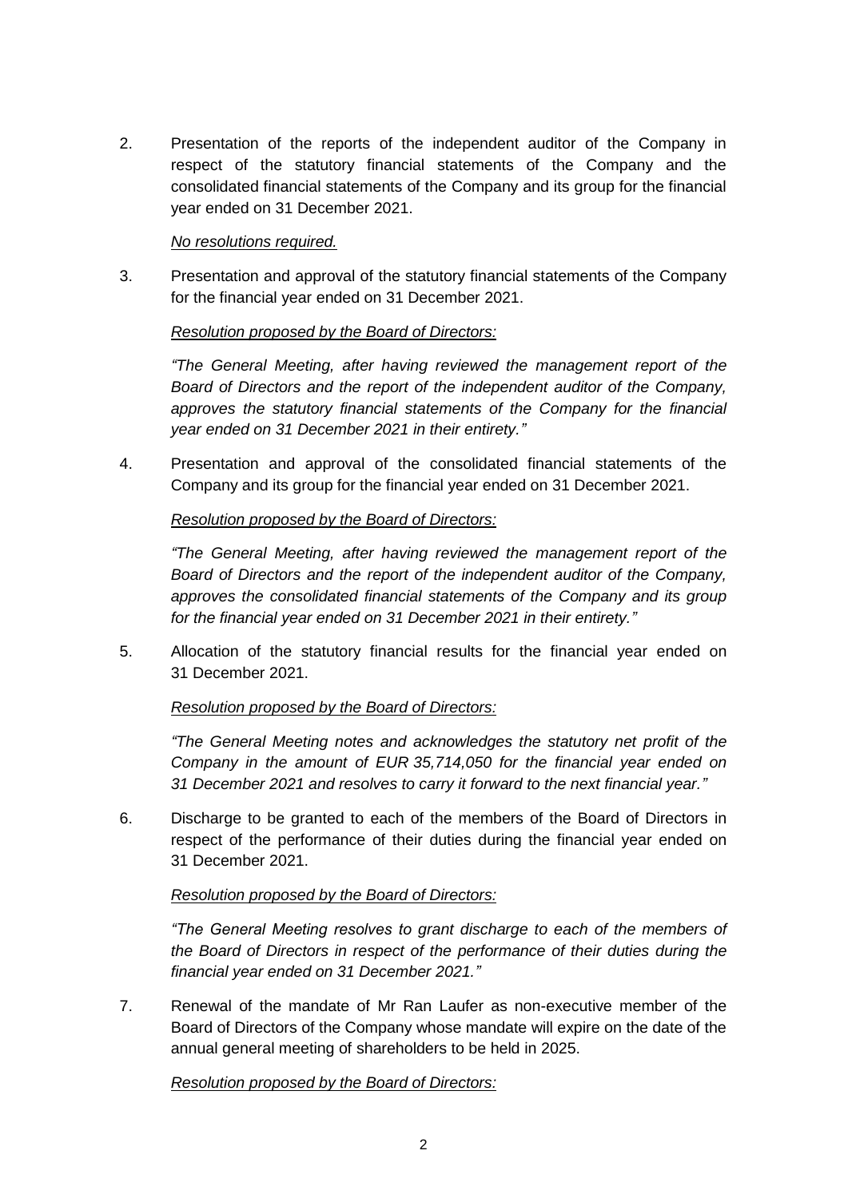2. Presentation of the reports of the independent auditor of the Company in respect of the statutory financial statements of the Company and the consolidated financial statements of the Company and its group for the financial year ended on 31 December 2021.

   *No resolutions required.*

3. Presentation and approval of the statutory financial statements of the Company for the financial year ended on 31 December 2021.

   *Resolution proposed by the Board of Directors:*

   *"The General Meeting, after having reviewed the management report of the Board of Directors and the report of the independent auditor of the Company, approves the statutory financial statements of the Company for the financial year ended on 31 December 2021 in their entirety."*

4. Presentation and approval of the consolidated financial statements of the Company and its group for the financial year ended on 31 December 2021.

   *Resolution proposed by the Board of Directors:*

   *"The General Meeting, after having reviewed the management report of the Board of Directors and the report of the independent auditor of the Company, approves the consolidated financial statements of the Company and its group for the financial year ended on 31 December 2021 in their entirety."*

5. Allocation of the statutory financial results for the financial year ended on 31 December 2021.

   *Resolution proposed by the Board of Directors:*

   *"The General Meeting notes and acknowledges the statutory net profit of the Company in the amount of EUR 35,714,050 for the financial year ended on 31 December 2021 and resolves to carry it forward to the next financial year."*

6. Discharge to be granted to each of the members of the Board of Directors in respect of the performance of their duties during the financial year ended on 31 December 2021.

   *Resolution proposed by the Board of Directors:*

   *"The General Meeting resolves to grant discharge to each of the members of the Board of Directors in respect of the performance of their duties during the financial year ended on 31 December 2021."*

7. Renewal of the mandate of Mr Ran Laufer as non-executive member of the Board of Directors of the Company whose mandate will expire on the date of the annual general meeting of shareholders to be held in 2025.

   *Resolution proposed by the Board of Directors:*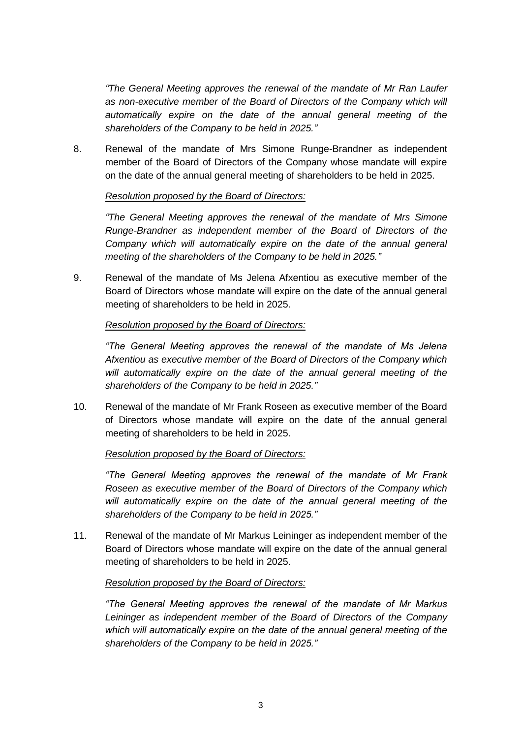*“The General Meeting approves the renewal of the mandate of Mr Ran Laufer as non-executive member of the Board of Directors of the Company which will automatically expire on the date of the annual general meeting of the shareholders of the Company to be held in 2025.”*

8. Renewal of the mandate of Mrs Simone Runge-Brandner as independent member of the Board of Directors of the Company whose mandate will expire on the date of the annual general meeting of shareholders to be held in 2025.

   *Resolution proposed by the Board of Directors:*

   *“The General Meeting approves the renewal of the mandate of Mrs Simone Runge-Brandner as independent member of the Board of Directors of the Company which will automatically expire on the date of the annual general meeting of the shareholders of the Company to be held in 2025.”*

9. Renewal of the mandate of Ms Jelena Afxentiou as executive member of the Board of Directors whose mandate will expire on the date of the annual general meeting of shareholders to be held in 2025.

   *Resolution proposed by the Board of Directors:*

   *“The General Meeting approves the renewal of the mandate of Ms Jelena Afxentiou as executive member of the Board of Directors of the Company which will automatically expire on the date of the annual general meeting of the shareholders of the Company to be held in 2025.”*

10. Renewal of the mandate of Mr Frank Roseen as executive member of the Board of Directors whose mandate will expire on the date of the annual general meeting of shareholders to be held in 2025.

    *Resolution proposed by the Board of Directors:*

    *“The General Meeting approves the renewal of the mandate of Mr Frank Roseen as executive member of the Board of Directors of the Company which will automatically expire on the date of the annual general meeting of the shareholders of the Company to be held in 2025.”*

11. Renewal of the mandate of Mr Markus Leininger as independent member of the Board of Directors whose mandate will expire on the date of the annual general meeting of shareholders to be held in 2025.

    *Resolution proposed by the Board of Directors:*

    *“The General Meeting approves the renewal of the mandate of Mr Markus Leininger as independent member of the Board of Directors of the Company which will automatically expire on the date of the annual general meeting of the shareholders of the Company to be held in 2025.”*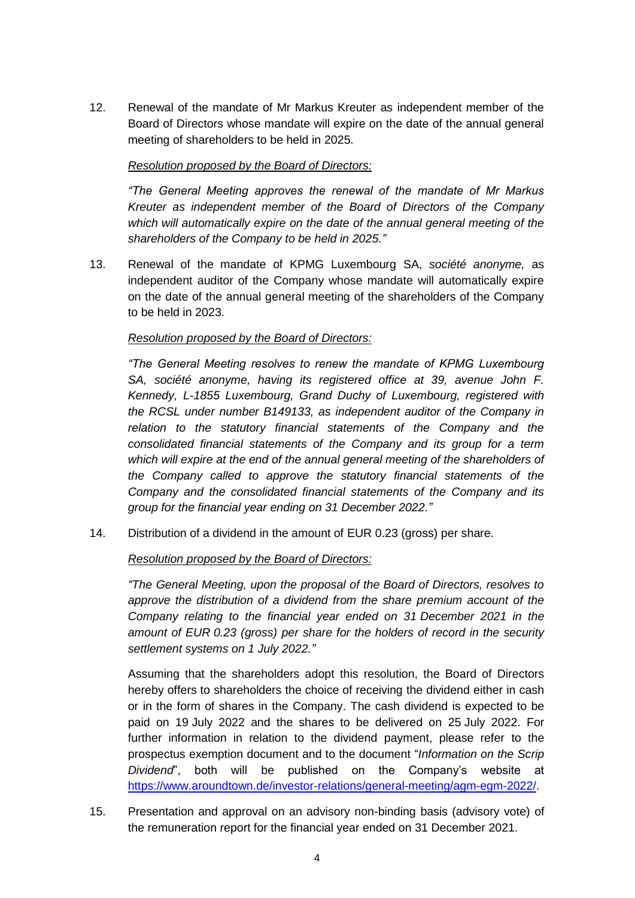12. Renewal of the mandate of Mr Markus Kreuter as independent member of the Board of Directors whose mandate will expire on the date of the annual general meeting of shareholders to be held in 2025.

    _Resolution proposed by the Board of Directors:_

    *"The General Meeting approves the renewal of the mandate of Mr Markus Kreuter as independent member of the Board of Directors of the Company which will automatically expire on the date of the annual general meeting of the shareholders of the Company to be held in 2025."*

13. Renewal of the mandate of KPMG Luxembourg SA, *société anonyme,* as independent auditor of the Company whose mandate will automatically expire on the date of the annual general meeting of the shareholders of the Company to be held in 2023.

    _Resolution proposed by the Board of Directors:_

    *"The General Meeting resolves to renew the mandate of KPMG Luxembourg SA, société anonyme, having its registered office at 39, avenue John F. Kennedy, L-1855 Luxembourg, Grand Duchy of Luxembourg, registered with the RCSL under number B149133, as independent auditor of the Company in relation to the statutory financial statements of the Company and the consolidated financial statements of the Company and its group for a term which will expire at the end of the annual general meeting of the shareholders of the Company called to approve the statutory financial statements of the Company and the consolidated financial statements of the Company and its group for the financial year ending on 31 December 2022."*

14. Distribution of a dividend in the amount of EUR 0.23 (gross) per share.

    _Resolution proposed by the Board of Directors:_

    *"The General Meeting, upon the proposal of the Board of Directors, resolves to approve the distribution of a dividend from the share premium account of the Company relating to the financial year ended on 31 December 2021 in the amount of EUR 0.23 (gross) per share for the holders of record in the security settlement systems on 1 July 2022."*

    Assuming that the shareholders adopt this resolution, the Board of Directors hereby offers to shareholders the choice of receiving the dividend either in cash or in the form of shares in the Company. The cash dividend is expected to be paid on 19 July 2022 and the shares to be delivered on 25 July 2022. For further information in relation to the dividend payment, please refer to the prospectus exemption document and to the document "*Information on the Scrip Dividend*", both will be published on the Company's website at https://www.aroundtown.de/investor-relations/general-meeting/agm-egm-2022/.

15. Presentation and approval on an advisory non-binding basis (advisory vote) of the remuneration report for the financial year ended on 31 December 2021.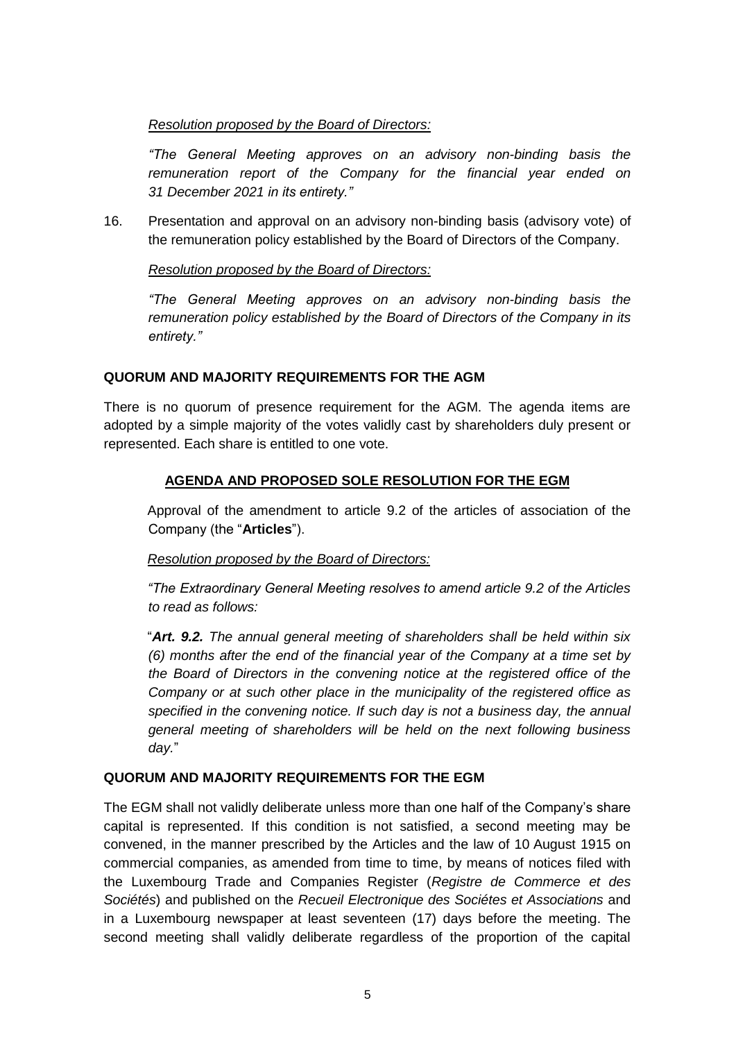*Resolution proposed by the Board of Directors:*

*"The General Meeting approves on an advisory non-binding basis the remuneration report of the Company for the financial year ended on 31 December 2021 in its entirety."*

16. Presentation and approval on an advisory non-binding basis (advisory vote) of the remuneration policy established by the Board of Directors of the Company.

    *Resolution proposed by the Board of Directors:*

    *"The General Meeting approves on an advisory non-binding basis the remuneration policy established by the Board of Directors of the Company in its entirety."*

**QUORUM AND MAJORITY REQUIREMENTS FOR THE AGM**

There is no quorum of presence requirement for the AGM. The agenda items are adopted by a simple majority of the votes validly cast by shareholders duly present or represented. Each share is entitled to one vote.

**AGENDA AND PROPOSED SOLE RESOLUTION FOR THE EGM**

Approval of the amendment to article 9.2 of the articles of association of the Company (the "**Articles**").

*Resolution proposed by the Board of Directors:*

*"The Extraordinary General Meeting resolves to amend article 9.2 of the Articles to read as follows:*

"***Art. 9.2.*** *The annual general meeting of shareholders shall be held within six (6) months after the end of the financial year of the Company at a time set by the Board of Directors in the convening notice at the registered office of the Company or at such other place in the municipality of the registered office as specified in the convening notice. If such day is not a business day, the annual general meeting of shareholders will be held on the next following business day.*"

**QUORUM AND MAJORITY REQUIREMENTS FOR THE EGM**

The EGM shall not validly deliberate unless more than one half of the Company's share capital is represented. If this condition is not satisfied, a second meeting may be convened, in the manner prescribed by the Articles and the law of 10 August 1915 on commercial companies, as amended from time to time, by means of notices filed with the Luxembourg Trade and Companies Register (*Registre de Commerce et des Sociétés*) and published on the *Recueil Electronique des Sociétes et Associations* and in a Luxembourg newspaper at least seventeen (17) days before the meeting. The second meeting shall validly deliberate regardless of the proportion of the capital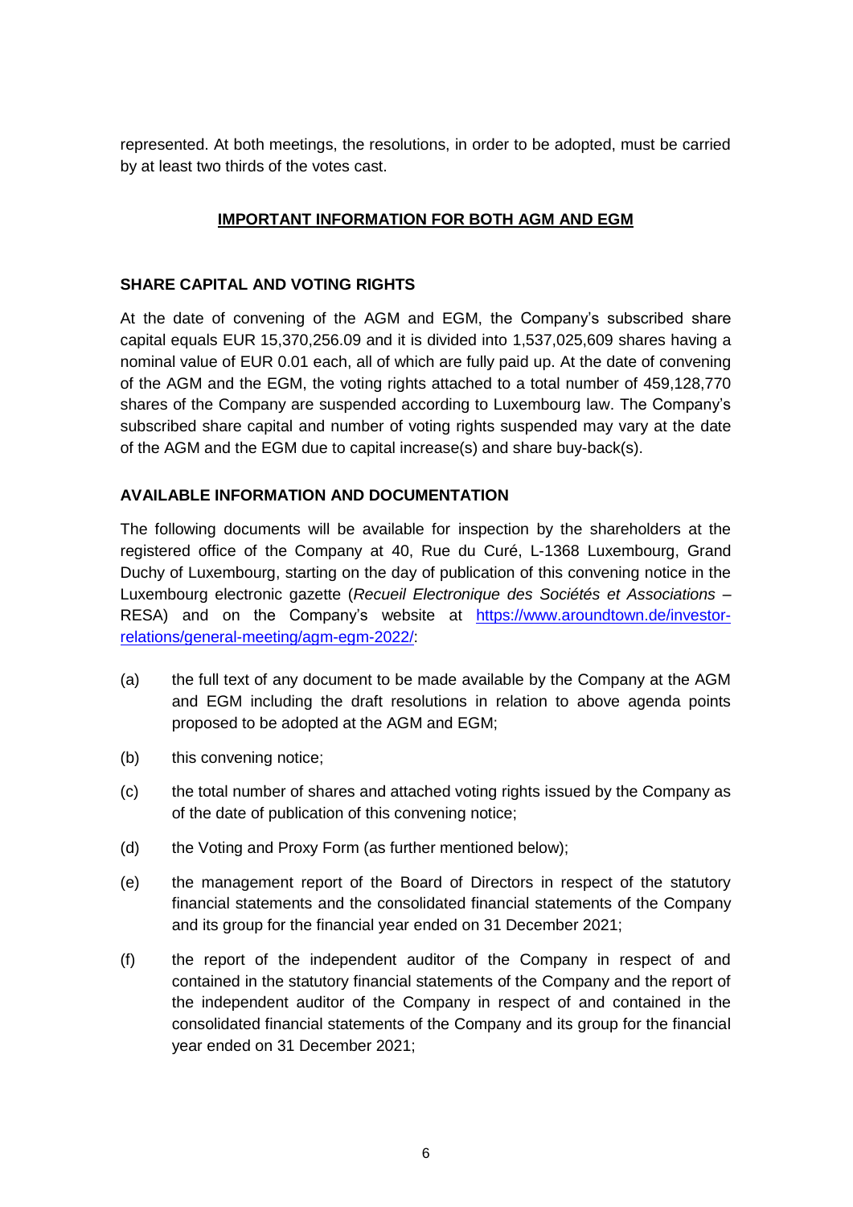represented. At both meetings, the resolutions, in order to be adopted, must be carried by at least two thirds of the votes cast.

## IMPORTANT INFORMATION FOR BOTH AGM AND EGM

### SHARE CAPITAL AND VOTING RIGHTS

At the date of convening of the AGM and EGM, the Company's subscribed share capital equals EUR 15,370,256.09 and it is divided into 1,537,025,609 shares having a nominal value of EUR 0.01 each, all of which are fully paid up. At the date of convening of the AGM and the EGM, the voting rights attached to a total number of 459,128,770 shares of the Company are suspended according to Luxembourg law. The Company's subscribed share capital and number of voting rights suspended may vary at the date of the AGM and the EGM due to capital increase(s) and share buy-back(s).

### AVAILABLE INFORMATION AND DOCUMENTATION

The following documents will be available for inspection by the shareholders at the registered office of the Company at 40, Rue du Curé, L-1368 Luxembourg, Grand Duchy of Luxembourg, starting on the day of publication of this convening notice in the Luxembourg electronic gazette (*Recueil Electronique des Sociétés et Associations* – RESA) and on the Company's website at [https://www.aroundtown.de/investor-relations/general-meeting/agm-egm-2022/](https://www.aroundtown.de/investor-relations/general-meeting/agm-egm-2022/):

(a) the full text of any document to be made available by the Company at the AGM and EGM including the draft resolutions in relation to above agenda points proposed to be adopted at the AGM and EGM;

(b) this convening notice;

(c) the total number of shares and attached voting rights issued by the Company as of the date of publication of this convening notice;

(d) the Voting and Proxy Form (as further mentioned below);

(e) the management report of the Board of Directors in respect of the statutory financial statements and the consolidated financial statements of the Company and its group for the financial year ended on 31 December 2021;

(f) the report of the independent auditor of the Company in respect of and contained in the statutory financial statements of the Company and the report of the independent auditor of the Company in respect of and contained in the consolidated financial statements of the Company and its group for the financial year ended on 31 December 2021;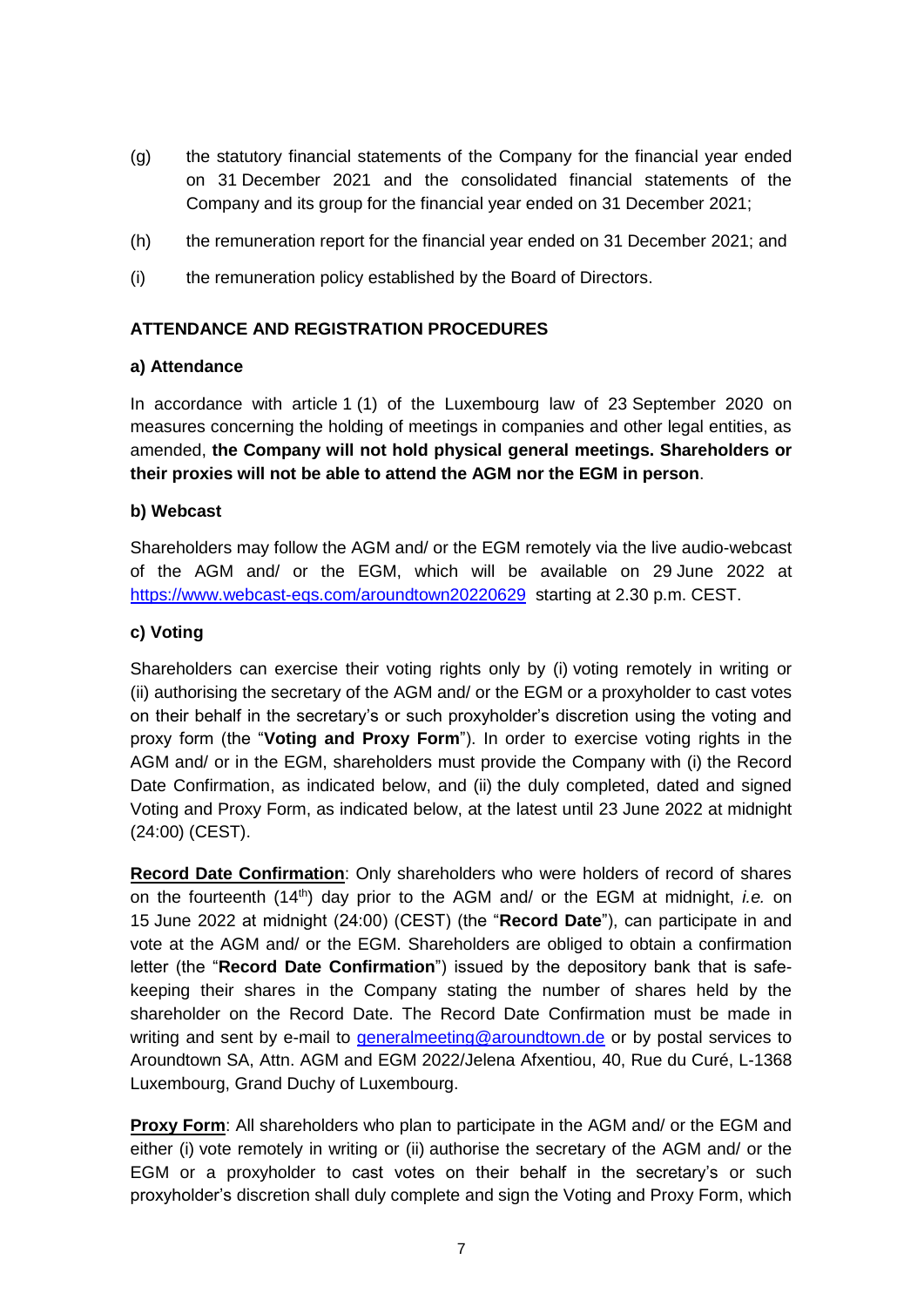(g) the statutory financial statements of the Company for the financial year ended on 31 December 2021 and the consolidated financial statements of the Company and its group for the financial year ended on 31 December 2021;

(h) the remuneration report for the financial year ended on 31 December 2021; and

(i) the remuneration policy established by the Board of Directors.

**ATTENDANCE AND REGISTRATION PROCEDURES**

**a) Attendance**

In accordance with article 1 (1) of the Luxembourg law of 23 September 2020 on measures concerning the holding of meetings in companies and other legal entities, as amended, **the Company will not hold physical general meetings. Shareholders or their proxies will not be able to attend the AGM nor the EGM in person**.

**b) Webcast**

Shareholders may follow the AGM and/ or the EGM remotely via the live audio-webcast of the AGM and/ or the EGM, which will be available on 29 June 2022 at https://www.webcast-eqs.com/aroundtown20220629 starting at 2.30 p.m. CEST.

**c) Voting**

Shareholders can exercise their voting rights only by (i) voting remotely in writing or (ii) authorising the secretary of the AGM and/ or the EGM or a proxyholder to cast votes on their behalf in the secretary's or such proxyholder's discretion using the voting and proxy form (the "**Voting and Proxy Form**"). In order to exercise voting rights in the AGM and/ or in the EGM, shareholders must provide the Company with (i) the Record Date Confirmation, as indicated below, and (ii) the duly completed, dated and signed Voting and Proxy Form, as indicated below, at the latest until 23 June 2022 at midnight (24:00) (CEST).

**Record Date Confirmation**: Only shareholders who were holders of record of shares on the fourteenth (14th) day prior to the AGM and/ or the EGM at midnight, *i.e.* on 15 June 2022 at midnight (24:00) (CEST) (the "**Record Date**"), can participate in and vote at the AGM and/ or the EGM. Shareholders are obliged to obtain a confirmation letter (the "**Record Date Confirmation**") issued by the depository bank that is safe-keeping their shares in the Company stating the number of shares held by the shareholder on the Record Date. The Record Date Confirmation must be made in writing and sent by e-mail to generalmeeting@aroundtown.de or by postal services to Aroundtown SA, Attn. AGM and EGM 2022/Jelena Afxentiou, 40, Rue du Curé, L-1368 Luxembourg, Grand Duchy of Luxembourg.

**Proxy Form**: All shareholders who plan to participate in the AGM and/ or the EGM and either (i) vote remotely in writing or (ii) authorise the secretary of the AGM and/ or the EGM or a proxyholder to cast votes on their behalf in the secretary's or such proxyholder's discretion shall duly complete and sign the Voting and Proxy Form, which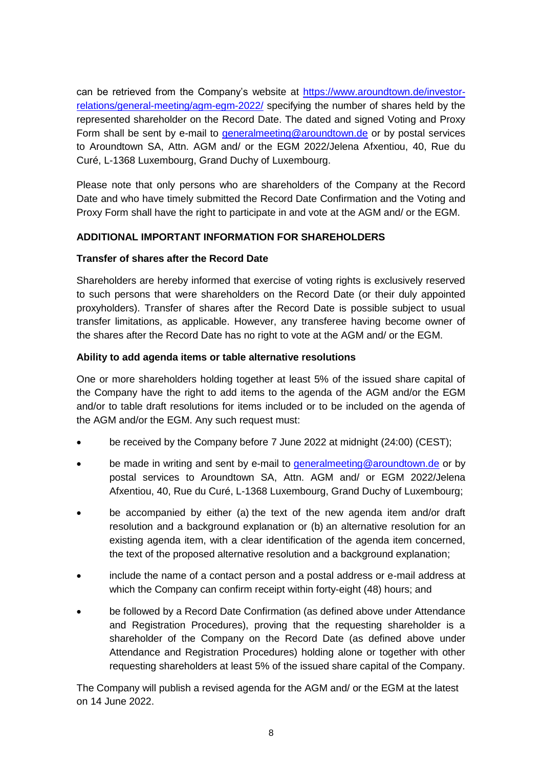can be retrieved from the Company's website at [https://www.aroundtown.de/investor-relations/general-meeting/agm-egm-2022/](https://www.aroundtown.de/investor-relations/general-meeting/agm-egm-2022/) specifying the number of shares held by the represented shareholder on the Record Date. The dated and signed Voting and Proxy Form shall be sent by e-mail to [generalmeeting@aroundtown.de](mailto:generalmeeting@aroundtown.de) or by postal services to Aroundtown SA, Attn. AGM and/ or the EGM 2022/Jelena Afxentiou, 40, Rue du Curé, L-1368 Luxembourg, Grand Duchy of Luxembourg.

Please note that only persons who are shareholders of the Company at the Record Date and who have timely submitted the Record Date Confirmation and the Voting and Proxy Form shall have the right to participate in and vote at the AGM and/ or the EGM.

## ADDITIONAL IMPORTANT INFORMATION FOR SHAREHOLDERS

### Transfer of shares after the Record Date

Shareholders are hereby informed that exercise of voting rights is exclusively reserved to such persons that were shareholders on the Record Date (or their duly appointed proxyholders). Transfer of shares after the Record Date is possible subject to usual transfer limitations, as applicable. However, any transferee having become owner of the shares after the Record Date has no right to vote at the AGM and/ or the EGM.

### Ability to add agenda items or table alternative resolutions

One or more shareholders holding together at least 5% of the issued share capital of the Company have the right to add items to the agenda of the AGM and/or the EGM and/or to table draft resolutions for items included or to be included on the agenda of the AGM and/or the EGM. Any such request must:

- be received by the Company before 7 June 2022 at midnight (24:00) (CEST);
- be made in writing and sent by e-mail to [generalmeeting@aroundtown.de](mailto:generalmeeting@aroundtown.de) or by postal services to Aroundtown SA, Attn. AGM and/ or EGM 2022/Jelena Afxentiou, 40, Rue du Curé, L-1368 Luxembourg, Grand Duchy of Luxembourg;
- be accompanied by either (a) the text of the new agenda item and/or draft resolution and a background explanation or (b) an alternative resolution for an existing agenda item, with a clear identification of the agenda item concerned, the text of the proposed alternative resolution and a background explanation;
- include the name of a contact person and a postal address or e-mail address at which the Company can confirm receipt within forty-eight (48) hours; and
- be followed by a Record Date Confirmation (as defined above under Attendance and Registration Procedures), proving that the requesting shareholder is a shareholder of the Company on the Record Date (as defined above under Attendance and Registration Procedures) holding alone or together with other requesting shareholders at least 5% of the issued share capital of the Company.

The Company will publish a revised agenda for the AGM and/ or the EGM at the latest on 14 June 2022.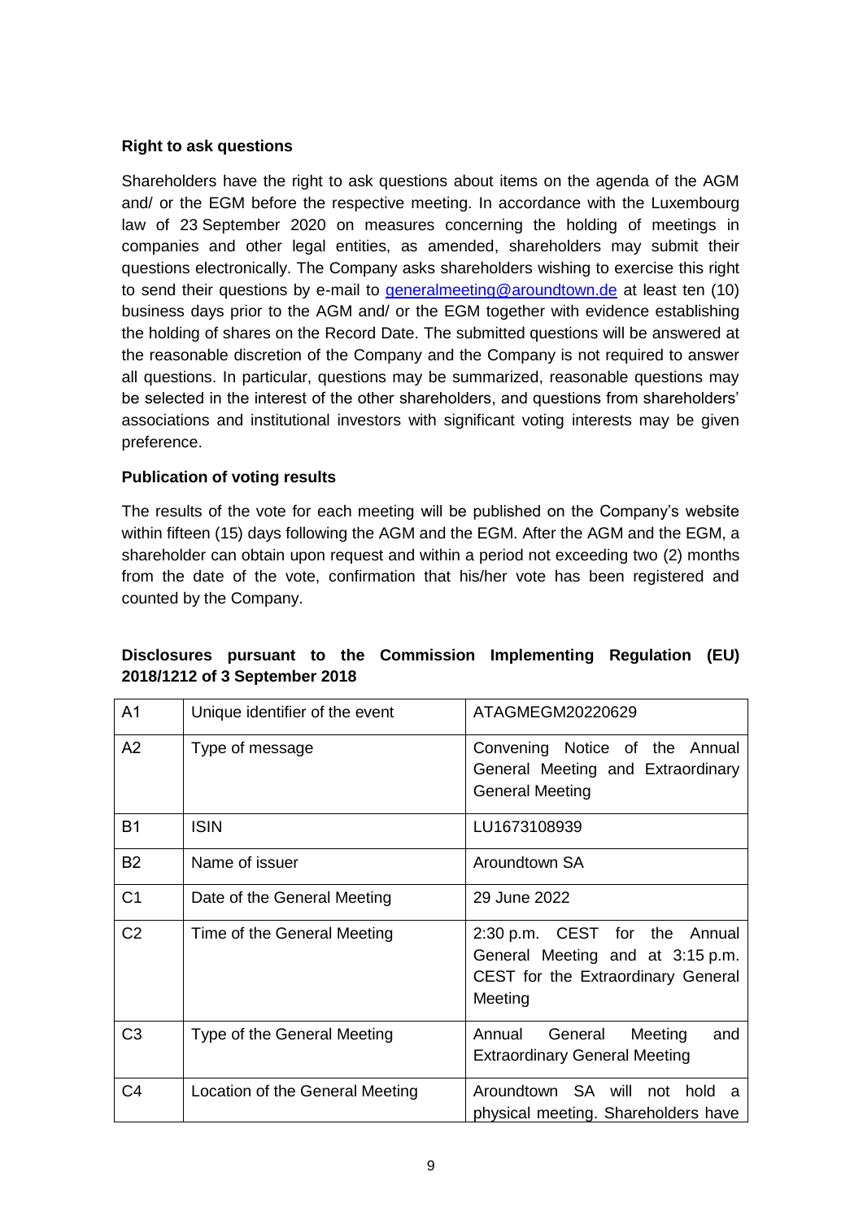**Right to ask questions**

Shareholders have the right to ask questions about items on the agenda of the AGM and/ or the EGM before the respective meeting. In accordance with the Luxembourg law of 23 September 2020 on measures concerning the holding of meetings in companies and other legal entities, as amended, shareholders may submit their questions electronically. The Company asks shareholders wishing to exercise this right to send their questions by e-mail to generalmeeting@aroundtown.de at least ten (10) business days prior to the AGM and/ or the EGM together with evidence establishing the holding of shares on the Record Date. The submitted questions will be answered at the reasonable discretion of the Company and the Company is not required to answer all questions. In particular, questions may be summarized, reasonable questions may be selected in the interest of the other shareholders, and questions from shareholders' associations and institutional investors with significant voting interests may be given preference.

**Publication of voting results**

The results of the vote for each meeting will be published on the Company's website within fifteen (15) days following the AGM and the EGM. After the AGM and the EGM, a shareholder can obtain upon request and within a period not exceeding two (2) months from the date of the vote, confirmation that his/her vote has been registered and counted by the Company.

**Disclosures pursuant to the Commission Implementing Regulation (EU) 2018/1212 of 3 September 2018**

| | | |
|---|---|---|
| A1 | Unique identifier of the event | ATAGMEGM20220629 |
| A2 | Type of message | Convening Notice of the Annual General Meeting and Extraordinary General Meeting |
| B1 | ISIN | LU1673108939 |
| B2 | Name of issuer | Aroundtown SA |
| C1 | Date of the General Meeting | 29 June 2022 |
| C2 | Time of the General Meeting | 2:30 p.m. CEST for the Annual General Meeting and at 3:15 p.m. CEST for the Extraordinary General Meeting |
| C3 | Type of the General Meeting | Annual General Meeting and Extraordinary General Meeting |
| C4 | Location of the General Meeting | Aroundtown SA will not hold a physical meeting. Shareholders have |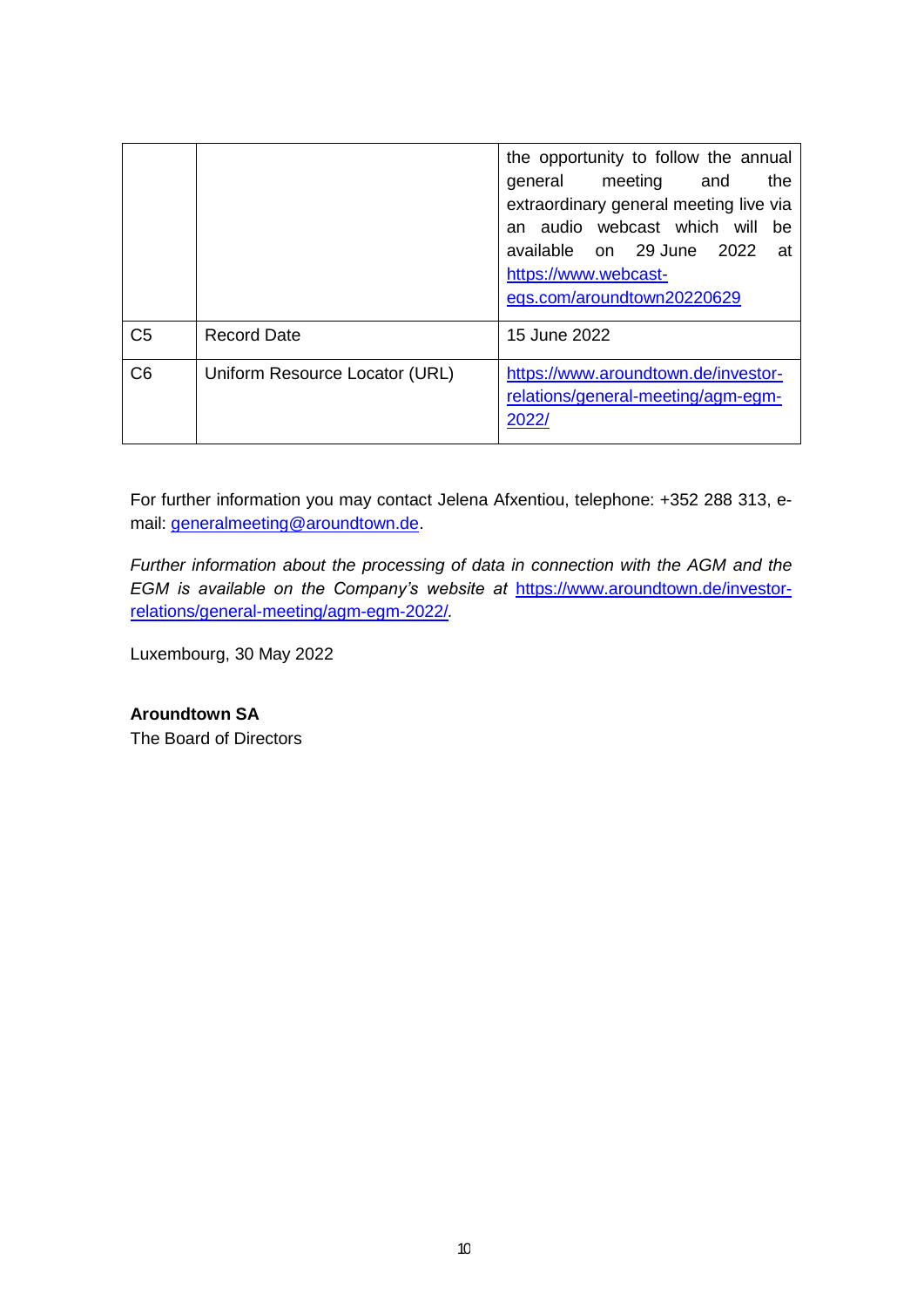| | | |
|---|---|---|
| | | the opportunity to follow the annual general meeting and the extraordinary general meeting live via an audio webcast which will be available on 29 June 2022 at https://www.webcast-eqs.com/aroundtown20220629 |
| C5 | Record Date | 15 June 2022 |
| C6 | Uniform Resource Locator (URL) | https://www.aroundtown.de/investor-relations/general-meeting/agm-egm-2022/ |

For further information you may contact Jelena Afxentiou, telephone: +352 288 313, e-mail: generalmeeting@aroundtown.de.

*Further information about the processing of data in connection with the AGM and the EGM is available on the Company's website at https://www.aroundtown.de/investor-relations/general-meeting/agm-egm-2022/.*

Luxembourg, 30 May 2022

**Aroundtown SA**
The Board of Directors